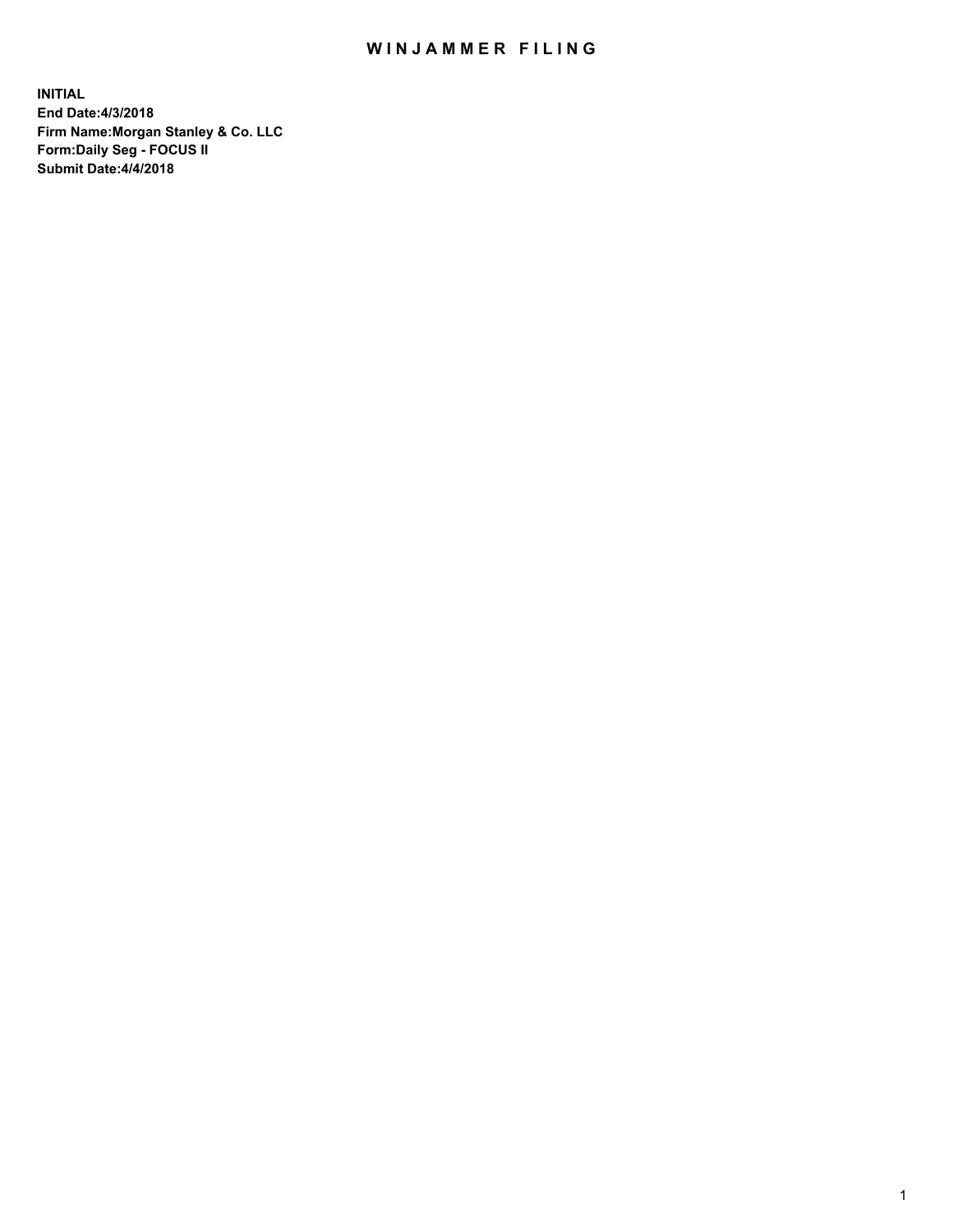# WINJAMMER FILING

**INITIAL**
**End Date:4/3/2018**
**Firm Name:Morgan Stanley & Co. LLC**
**Form:Daily Seg - FOCUS II**
**Submit Date:4/4/2018**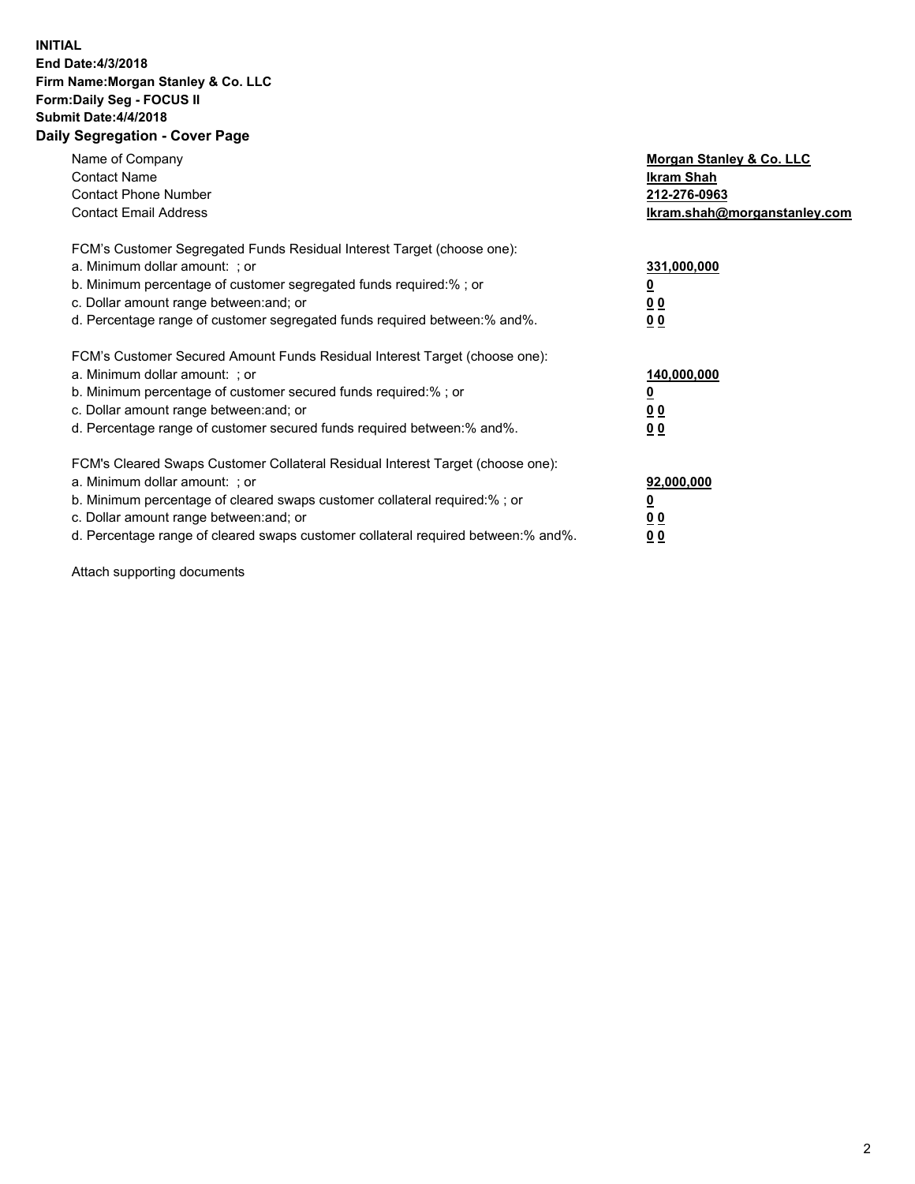**INITIAL**
**End Date:4/3/2018**
**Firm Name:Morgan Stanley & Co. LLC**
**Form:Daily Seg - FOCUS II**
**Submit Date:4/4/2018**
**Daily Segregation - Cover Page**

| | |
|---|---|
| Name of Company | **Morgan Stanley & Co. LLC** |
| Contact Name | **Ikram Shah** |
| Contact Phone Number | **212-276-0963** |
| Contact Email Address | **Ikram.shah@morganstanley.com** |

| | |
|---|---|
| FCM's Customer Segregated Funds Residual Interest Target (choose one): | |
| a. Minimum dollar amount: ; or | **331,000,000** |
| b. Minimum percentage of customer segregated funds required:% ; or | **0** |
| c. Dollar amount range between:and; or | **0 0** |
| d. Percentage range of customer segregated funds required between:% and%. | **0 0** |

| | |
|---|---|
| FCM's Customer Secured Amount Funds Residual Interest Target (choose one): | |
| a. Minimum dollar amount: ; or | **140,000,000** |
| b. Minimum percentage of customer secured funds required:% ; or | **0** |
| c. Dollar amount range between:and; or | **0 0** |
| d. Percentage range of customer secured funds required between:% and%. | **0 0** |

| | |
|---|---|
| FCM's Cleared Swaps Customer Collateral Residual Interest Target (choose one): | |
| a. Minimum dollar amount: ; or | **92,000,000** |
| b. Minimum percentage of cleared swaps customer collateral required:% ; or | **0** |
| c. Dollar amount range between:and; or | **0 0** |
| d. Percentage range of cleared swaps customer collateral required between:% and%. | **0 0** |

Attach supporting documents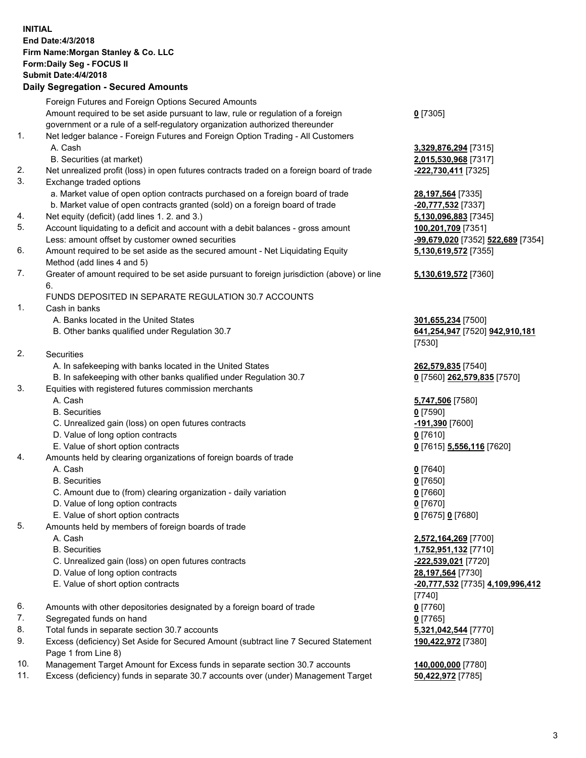**INITIAL**
**End Date:4/3/2018**
**Firm Name:Morgan Stanley & Co. LLC**
**Form:Daily Seg - FOCUS II**
**Submit Date:4/4/2018**

**Daily Segregation - Secured Amounts**

| | | |
|---|---|---|
| | Foreign Futures and Foreign Options Secured Amounts | |
| | Amount required to be set aside pursuant to law, rule or regulation of a foreign government or a rule of a self-regulatory organization authorized thereunder | **0** [7305] |
| 1. | Net ledger balance - Foreign Futures and Foreign Option Trading - All Customers | |
| | A. Cash | **3,329,876,294** [7315] |
| | B. Securities (at market) | **2,015,530,968** [7317] |
| 2. | Net unrealized profit (loss) in open futures contracts traded on a foreign board of trade | **-222,730,411** [7325] |
| 3. | Exchange traded options | |
| | a. Market value of open option contracts purchased on a foreign board of trade | **28,197,564** [7335] |
| | b. Market value of open contracts granted (sold) on a foreign board of trade | **-20,777,532** [7337] |
| 4. | Net equity (deficit) (add lines 1. 2. and 3.) | **5,130,096,883** [7345] |
| 5. | Account liquidating to a deficit and account with a debit balances - gross amount | **100,201,709** [7351] |
| | Less: amount offset by customer owned securities | **-99,679,020** [7352] **522,689** [7354] |
| 6. | Amount required to be set aside as the secured amount - Net Liquidating Equity Method (add lines 4 and 5) | **5,130,619,572** [7355] |
| 7. | Greater of amount required to be set aside pursuant to foreign jurisdiction (above) or line 6. | **5,130,619,572** [7360] |
| | FUNDS DEPOSITED IN SEPARATE REGULATION 30.7 ACCOUNTS | |
| 1. | Cash in banks | |
| | A. Banks located in the United States | **301,655,234** [7500] |
| | B. Other banks qualified under Regulation 30.7 | **641,254,947** [7520] **942,910,181** [7530] |
| 2. | Securities | |
| | A. In safekeeping with banks located in the United States | **262,579,835** [7540] |
| | B. In safekeeping with other banks qualified under Regulation 30.7 | **0** [7560] **262,579,835** [7570] |
| 3. | Equities with registered futures commission merchants | |
| | A. Cash | **5,747,506** [7580] |
| | B. Securities | **0** [7590] |
| | C. Unrealized gain (loss) on open futures contracts | **-191,390** [7600] |
| | D. Value of long option contracts | **0** [7610] |
| | E. Value of short option contracts | **0** [7615] **5,556,116** [7620] |
| 4. | Amounts held by clearing organizations of foreign boards of trade | |
| | A. Cash | **0** [7640] |
| | B. Securities | **0** [7650] |
| | C. Amount due to (from) clearing organization - daily variation | **0** [7660] |
| | D. Value of long option contracts | **0** [7670] |
| | E. Value of short option contracts | **0** [7675] **0** [7680] |
| 5. | Amounts held by members of foreign boards of trade | |
| | A. Cash | **2,572,164,269** [7700] |
| | B. Securities | **1,752,951,132** [7710] |
| | C. Unrealized gain (loss) on open futures contracts | **-222,539,021** [7720] |
| | D. Value of long option contracts | **28,197,564** [7730] |
| | E. Value of short option contracts | **-20,777,532** [7735] **4,109,996,412** [7740] |
| 6. | Amounts with other depositories designated by a foreign board of trade | **0** [7760] |
| 7. | Segregated funds on hand | **0** [7765] |
| 8. | Total funds in separate section 30.7 accounts | **5,321,042,544** [7770] |
| 9. | Excess (deficiency) Set Aside for Secured Amount (subtract line 7 Secured Statement Page 1 from Line 8) | **190,422,972** [7380] |
| 10. | Management Target Amount for Excess funds in separate section 30.7 accounts | **140,000,000** [7780] |
| 11. | Excess (deficiency) funds in separate 30.7 accounts over (under) Management Target | **50,422,972** [7785] |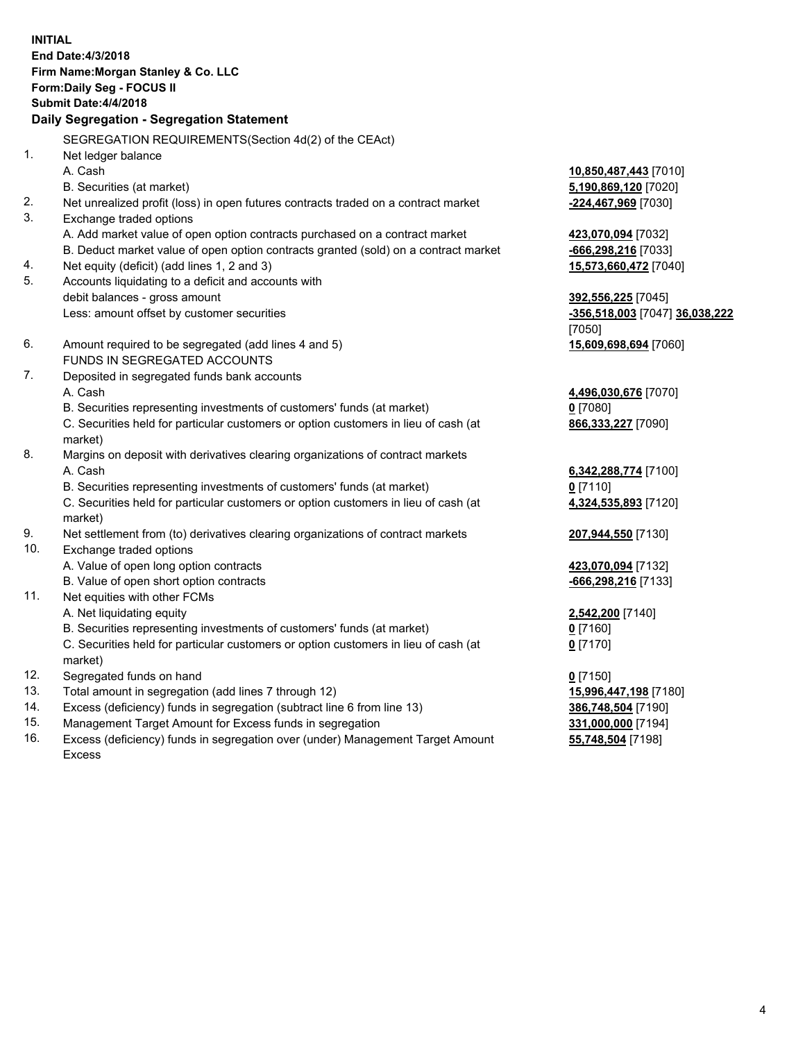**INITIAL**
**End Date:4/3/2018**
**Firm Name:Morgan Stanley & Co. LLC**
**Form:Daily Seg - FOCUS II**
**Submit Date:4/4/2018**

**Daily Segregation - Segregation Statement**

| | | |
|---|---|---|
| | SEGREGATION REQUIREMENTS(Section 4d(2) of the CEAct) | |
| 1. | Net ledger balance | |
| | A. Cash | **10,850,487,443** [7010] |
| | B. Securities (at market) | **5,190,869,120** [7020] |
| 2. | Net unrealized profit (loss) in open futures contracts traded on a contract market | **-224,467,969** [7030] |
| 3. | Exchange traded options | |
| | A. Add market value of open option contracts purchased on a contract market | **423,070,094** [7032] |
| | B. Deduct market value of open option contracts granted (sold) on a contract market | **-666,298,216** [7033] |
| 4. | Net equity (deficit) (add lines 1, 2 and 3) | **15,573,660,472** [7040] |
| 5. | Accounts liquidating to a deficit and accounts with debit balances - gross amount | **392,556,225** [7045] |
| | Less: amount offset by customer securities | **-356,518,003** [7047] **36,038,222** [7050] |
| 6. | Amount required to be segregated (add lines 4 and 5) | **15,609,698,694** [7060] |
| | FUNDS IN SEGREGATED ACCOUNTS | |
| 7. | Deposited in segregated funds bank accounts | |
| | A. Cash | **4,496,030,676** [7070] |
| | B. Securities representing investments of customers' funds (at market) | **0** [7080] |
| | C. Securities held for particular customers or option customers in lieu of cash (at market) | **866,333,227** [7090] |
| 8. | Margins on deposit with derivatives clearing organizations of contract markets | |
| | A. Cash | **6,342,288,774** [7100] |
| | B. Securities representing investments of customers' funds (at market) | **0** [7110] |
| | C. Securities held for particular customers or option customers in lieu of cash (at market) | **4,324,535,893** [7120] |
| 9. | Net settlement from (to) derivatives clearing organizations of contract markets | **207,944,550** [7130] |
| 10. | Exchange traded options | |
| | A. Value of open long option contracts | **423,070,094** [7132] |
| | B. Value of open short option contracts | **-666,298,216** [7133] |
| 11. | Net equities with other FCMs | |
| | A. Net liquidating equity | **2,542,200** [7140] |
| | B. Securities representing investments of customers' funds (at market) | **0** [7160] |
| | C. Securities held for particular customers or option customers in lieu of cash (at market) | **0** [7170] |
| 12. | Segregated funds on hand | **0** [7150] |
| 13. | Total amount in segregation (add lines 7 through 12) | **15,996,447,198** [7180] |
| 14. | Excess (deficiency) funds in segregation (subtract line 6 from line 13) | **386,748,504** [7190] |
| 15. | Management Target Amount for Excess funds in segregation | **331,000,000** [7194] |
| 16. | Excess (deficiency) funds in segregation over (under) Management Target Amount Excess | **55,748,504** [7198] |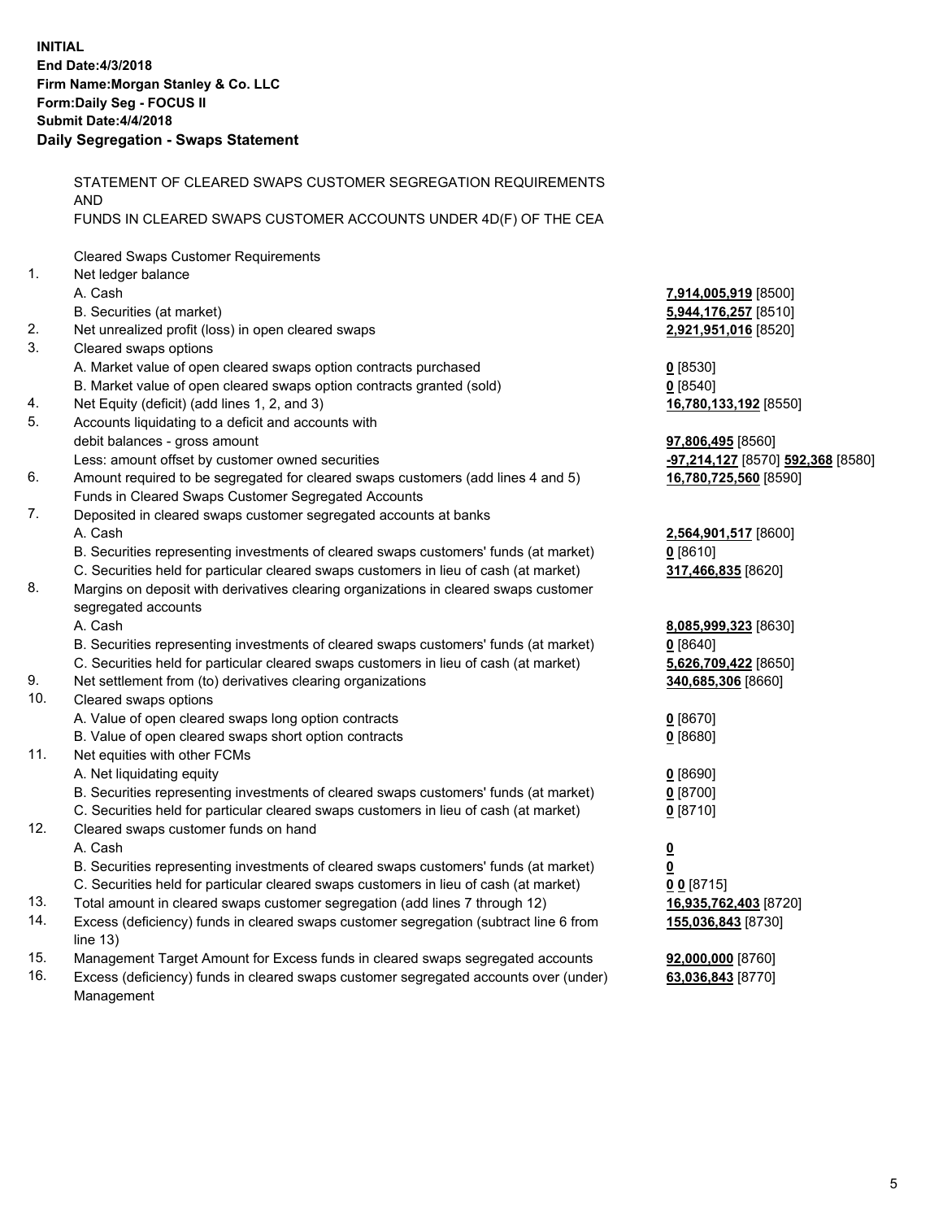**INITIAL**
**End Date:4/3/2018**
**Firm Name:Morgan Stanley & Co. LLC**
**Form:Daily Seg - FOCUS II**
**Submit Date:4/4/2018**
**Daily Segregation - Swaps Statement**

STATEMENT OF CLEARED SWAPS CUSTOMER SEGREGATION REQUIREMENTS AND FUNDS IN CLEARED SWAPS CUSTOMER ACCOUNTS UNDER 4D(F) OF THE CEA

| | | |
|---|---|---|
| | Cleared Swaps Customer Requirements | |
| 1. | Net ledger balance | |
| | A. Cash | **7,914,005,919** [8500] |
| | B. Securities (at market) | **5,944,176,257** [8510] |
| 2. | Net unrealized profit (loss) in open cleared swaps | **2,921,951,016** [8520] |
| 3. | Cleared swaps options | |
| | A. Market value of open cleared swaps option contracts purchased | **0** [8530] |
| | B. Market value of open cleared swaps option contracts granted (sold) | **0** [8540] |
| 4. | Net Equity (deficit) (add lines 1, 2, and 3) | **16,780,133,192** [8550] |
| 5. | Accounts liquidating to a deficit and accounts with debit balances - gross amount | **97,806,495** [8560] |
| | Less: amount offset by customer owned securities | **-97,214,127** [8570] **592,368** [8580] |
| 6. | Amount required to be segregated for cleared swaps customers (add lines 4 and 5) | **16,780,725,560** [8590] |
| | Funds in Cleared Swaps Customer Segregated Accounts | |
| 7. | Deposited in cleared swaps customer segregated accounts at banks | |
| | A. Cash | **2,564,901,517** [8600] |
| | B. Securities representing investments of cleared swaps customers' funds (at market) | **0** [8610] |
| | C. Securities held for particular cleared swaps customers in lieu of cash (at market) | **317,466,835** [8620] |
| 8. | Margins on deposit with derivatives clearing organizations in cleared swaps customer segregated accounts | |
| | A. Cash | **8,085,999,323** [8630] |
| | B. Securities representing investments of cleared swaps customers' funds (at market) | **0** [8640] |
| | C. Securities held for particular cleared swaps customers in lieu of cash (at market) | **5,626,709,422** [8650] |
| 9. | Net settlement from (to) derivatives clearing organizations | **340,685,306** [8660] |
| 10. | Cleared swaps options | |
| | A. Value of open cleared swaps long option contracts | **0** [8670] |
| | B. Value of open cleared swaps short option contracts | **0** [8680] |
| 11. | Net equities with other FCMs | |
| | A. Net liquidating equity | **0** [8690] |
| | B. Securities representing investments of cleared swaps customers' funds (at market) | **0** [8700] |
| | C. Securities held for particular cleared swaps customers in lieu of cash (at market) | **0** [8710] |
| 12. | Cleared swaps customer funds on hand | |
| | A. Cash | **0** |
| | B. Securities representing investments of cleared swaps customers' funds (at market) | **0** |
| | C. Securities held for particular cleared swaps customers in lieu of cash (at market) | **0** **0** [8715] |
| 13. | Total amount in cleared swaps customer segregation (add lines 7 through 12) | **16,935,762,403** [8720] |
| 14. | Excess (deficiency) funds in cleared swaps customer segregation (subtract line 6 from line 13) | **155,036,843** [8730] |
| 15. | Management Target Amount for Excess funds in cleared swaps segregated accounts | **92,000,000** [8760] |
| 16. | Excess (deficiency) funds in cleared swaps customer segregated accounts over (under) Management | **63,036,843** [8770] |